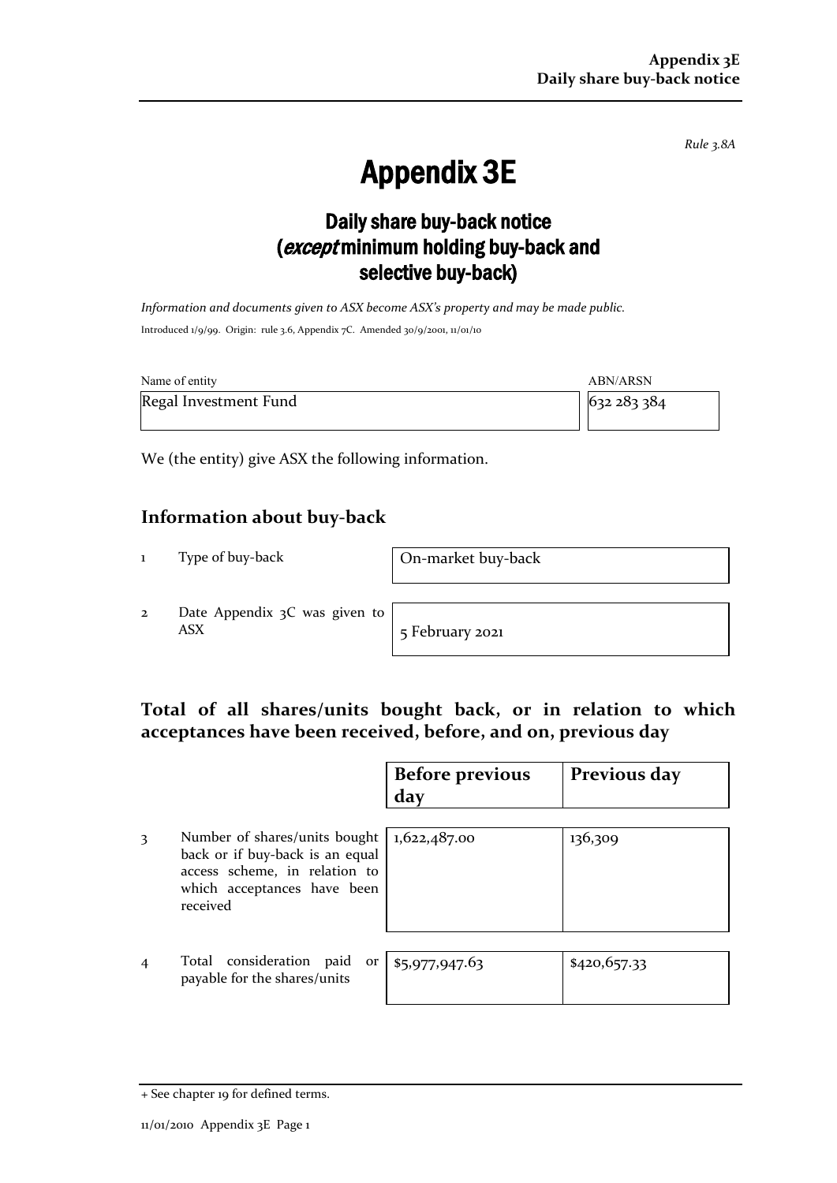*Rule 3.8A*

# Appendix 3E

## Daily share buy-back notice (*except* minimum holding buy-back and selective buy-back)

*Information and documents given to ASX become ASX's property and may be made public.*

Introduced 1/9/99. Origin: rule 3.6, Appendix 7C. Amended 30/9/2001, 11/01/10

| Name of entity | ABN/ARSN |
|---|---|
| Regal Investment Fund | 632 283 384 |

We (the entity) give ASX the following information.

## Information about buy-back

| | | |
|---|---|---|
| 1 | Type of buy-back | On-market buy-back |
| 2 | Date Appendix 3C was given to ASX | 5 February 2021 |

## Total of all shares/units bought back, or in relation to which acceptances have been received, before, and on, previous day

| | | Before previous day | Previous day |
|---|---|---|---|
| 3 | Number of shares/units bought back or if buy-back is an equal access scheme, in relation to which acceptances have been received | 1,622,487.00 | 136,309 |
| 4 | Total consideration paid or payable for the shares/units | $5,977,947.63 | $420,657.33 |

+ See chapter 19 for defined terms.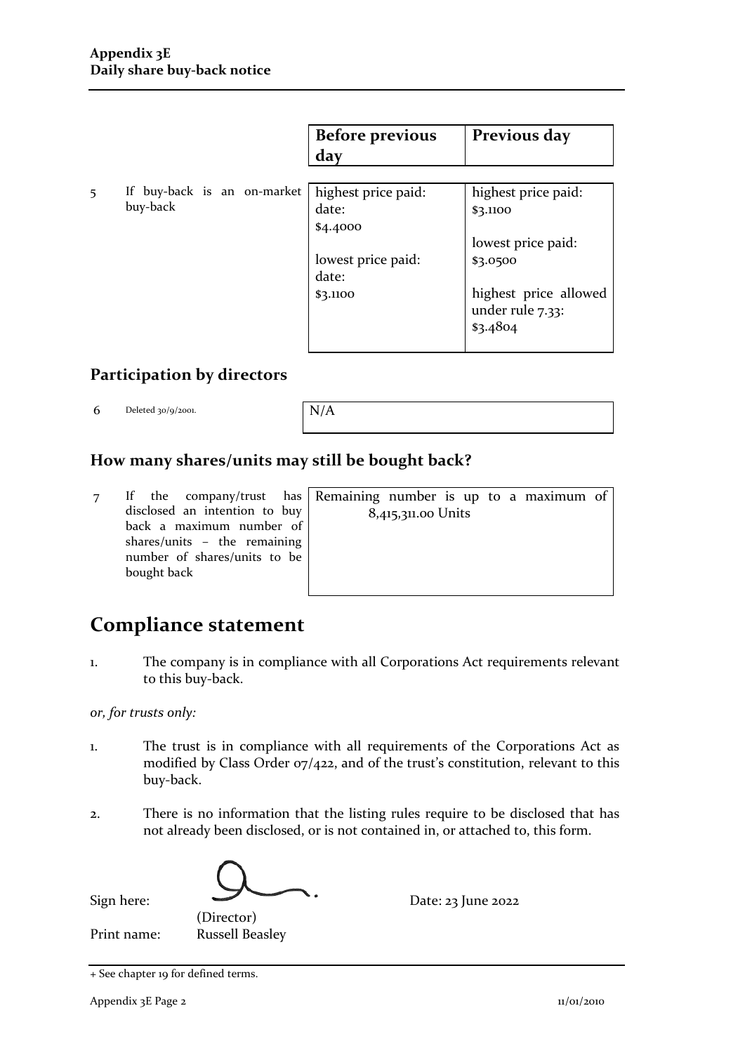**Appendix 3E**
**Daily share buy-back notice**

| | | Before previous day | Previous day |
|---|---|---|---|
| 5 | If buy-back is an on-market buy-back | highest price paid: date: $4.4000<br><br>lowest price paid: date: $3.1100 | highest price paid: $3.1100<br><br>lowest price paid: $3.0500<br><br>highest price allowed under rule 7.33: $3.4804 |

## Participation by directors

| | | |
|---|---|---|
| 6 | Deleted 30/9/2001. | N/A |

## How many shares/units may still be bought back?

| | | |
|---|---|---|
| 7 | If the company/trust has disclosed an intention to buy back a maximum number of shares/units – the remaining number of shares/units to be bought back | Remaining number is up to a maximum of 8,415,311.00 Units |

# Compliance statement

1. The company is in compliance with all Corporations Act requirements relevant to this buy-back.

*or, for trusts only:*

1. The trust is in compliance with all requirements of the Corporations Act as modified by Class Order 07/422, and of the trust's constitution, relevant to this buy-back.

2. There is no information that the listing rules require to be disclosed that has not already been disclosed, or is not contained in, or attached to, this form.

Sign here: (Director) Date: 23 June 2022

Print name: Russell Beasley

+ See chapter 19 for defined terms.